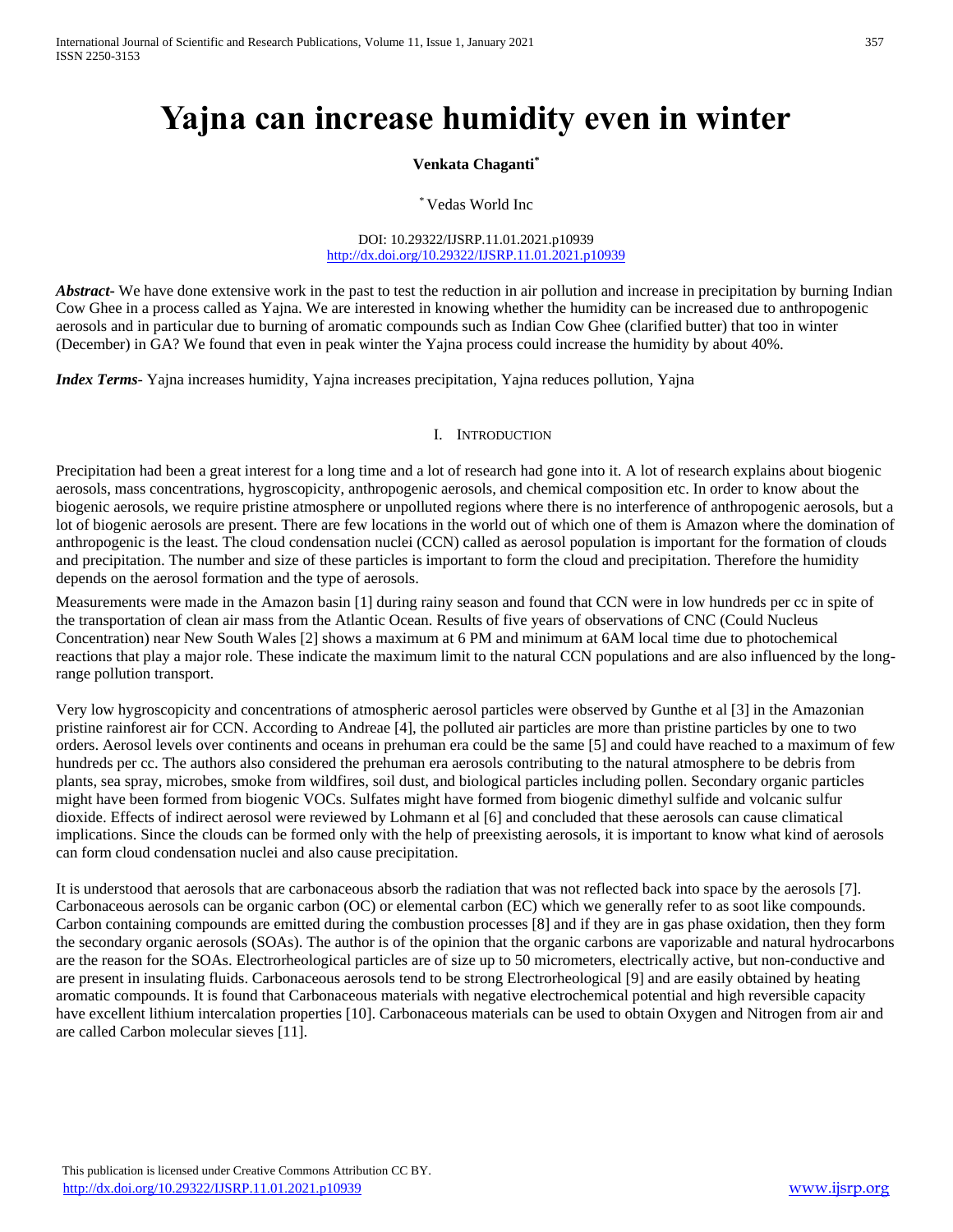# Yajna can increase humidity even in winter

**Venkata Chaganti***

* Vedas World Inc

DOI: 10.29322/IJSRP.11.01.2021.p10939
http://dx.doi.org/10.29322/IJSRP.11.01.2021.p10939

***Abstract***- We have done extensive work in the past to test the reduction in air pollution and increase in precipitation by burning Indian Cow Ghee in a process called as Yajna. We are interested in knowing whether the humidity can be increased due to anthropogenic aerosols and in particular due to burning of aromatic compounds such as Indian Cow Ghee (clarified butter) that too in winter (December) in GA? We found that even in peak winter the Yajna process could increase the humidity by about 40%.

***Index Terms***- Yajna increases humidity, Yajna increases precipitation, Yajna reduces pollution, Yajna

## I. INTRODUCTION

Precipitation had been a great interest for a long time and a lot of research had gone into it. A lot of research explains about biogenic aerosols, mass concentrations, hygroscopicity, anthropogenic aerosols, and chemical composition etc. In order to know about the biogenic aerosols, we require pristine atmosphere or unpolluted regions where there is no interference of anthropogenic aerosols, but a lot of biogenic aerosols are present. There are few locations in the world out of which one of them is Amazon where the domination of anthropogenic is the least. The cloud condensation nuclei (CCN) called as aerosol population is important for the formation of clouds and precipitation. The number and size of these particles is important to form the cloud and precipitation. Therefore the humidity depends on the aerosol formation and the type of aerosols.

Measurements were made in the Amazon basin [1] during rainy season and found that CCN were in low hundreds per cc in spite of the transportation of clean air mass from the Atlantic Ocean. Results of five years of observations of CNC (Could Nucleus Concentration) near New South Wales [2] shows a maximum at 6 PM and minimum at 6AM local time due to photochemical reactions that play a major role. These indicate the maximum limit to the natural CCN populations and are also influenced by the long-range pollution transport.

Very low hygroscopicity and concentrations of atmospheric aerosol particles were observed by Gunthe et al [3] in the Amazonian pristine rainforest air for CCN. According to Andreae [4], the polluted air particles are more than pristine particles by one to two orders. Aerosol levels over continents and oceans in prehuman era could be the same [5] and could have reached to a maximum of few hundreds per cc. The authors also considered the prehuman era aerosols contributing to the natural atmosphere to be debris from plants, sea spray, microbes, smoke from wildfires, soil dust, and biological particles including pollen. Secondary organic particles might have been formed from biogenic VOCs. Sulfates might have formed from biogenic dimethyl sulfide and volcanic sulfur dioxide. Effects of indirect aerosol were reviewed by Lohmann et al [6] and concluded that these aerosols can cause climatical implications. Since the clouds can be formed only with the help of preexisting aerosols, it is important to know what kind of aerosols can form cloud condensation nuclei and also cause precipitation.

It is understood that aerosols that are carbonaceous absorb the radiation that was not reflected back into space by the aerosols [7]. Carbonaceous aerosols can be organic carbon (OC) or elemental carbon (EC) which we generally refer to as soot like compounds. Carbon containing compounds are emitted during the combustion processes [8] and if they are in gas phase oxidation, then they form the secondary organic aerosols (SOAs). The author is of the opinion that the organic carbons are vaporizable and natural hydrocarbons are the reason for the SOAs. Electrorheological particles are of size up to 50 micrometers, electrically active, but non-conductive and are present in insulating fluids. Carbonaceous aerosols tend to be strong Electrorheological [9] and are easily obtained by heating aromatic compounds. It is found that Carbonaceous materials with negative electrochemical potential and high reversible capacity have excellent lithium intercalation properties [10]. Carbonaceous materials can be used to obtain Oxygen and Nitrogen from air and are called Carbon molecular sieves [11].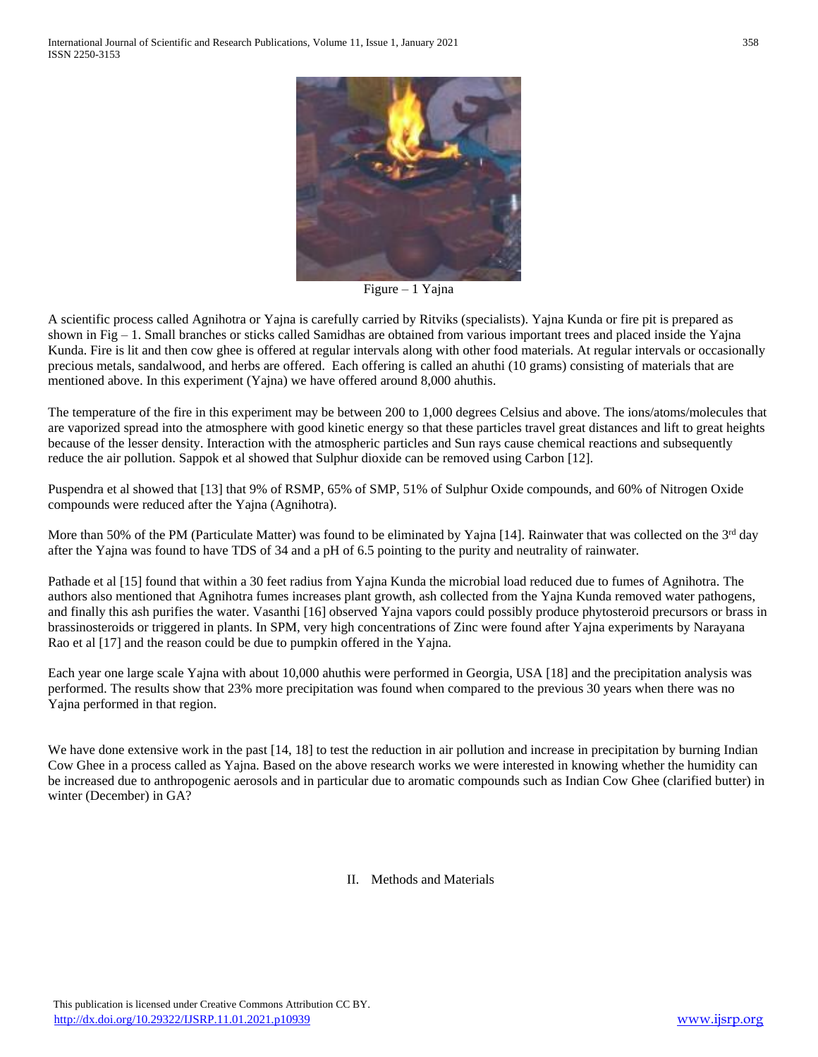Figure – 1 Yajna

A scientific process called Agnihotra or Yajna is carefully carried by Ritviks (specialists). Yajna Kunda or fire pit is prepared as shown in Fig – 1. Small branches or sticks called Samidhas are obtained from various important trees and placed inside the Yajna Kunda. Fire is lit and then cow ghee is offered at regular intervals along with other food materials. At regular intervals or occasionally precious metals, sandalwood, and herbs are offered. Each offering is called an ahuthi (10 grams) consisting of materials that are mentioned above. In this experiment (Yajna) we have offered around 8,000 ahuthis.

The temperature of the fire in this experiment may be between 200 to 1,000 degrees Celsius and above. The ions/atoms/molecules that are vaporized spread into the atmosphere with good kinetic energy so that these particles travel great distances and lift to great heights because of the lesser density. Interaction with the atmospheric particles and Sun rays cause chemical reactions and subsequently reduce the air pollution. Sappok et al showed that Sulphur dioxide can be removed using Carbon [12].

Puspendra et al showed that [13] that 9% of RSMP, 65% of SMP, 51% of Sulphur Oxide compounds, and 60% of Nitrogen Oxide compounds were reduced after the Yajna (Agnihotra).

More than 50% of the PM (Particulate Matter) was found to be eliminated by Yajna [14]. Rainwater that was collected on the 3rd day after the Yajna was found to have TDS of 34 and a pH of 6.5 pointing to the purity and neutrality of rainwater.

Pathade et al [15] found that within a 30 feet radius from Yajna Kunda the microbial load reduced due to fumes of Agnihotra. The authors also mentioned that Agnihotra fumes increases plant growth, ash collected from the Yajna Kunda removed water pathogens, and finally this ash purifies the water. Vasanthi [16] observed Yajna vapors could possibly produce phytosteroid precursors or brass in brassinosteroids or triggered in plants. In SPM, very high concentrations of Zinc were found after Yajna experiments by Narayana Rao et al [17] and the reason could be due to pumpkin offered in the Yajna.

Each year one large scale Yajna with about 10,000 ahuthis were performed in Georgia, USA [18] and the precipitation analysis was performed. The results show that 23% more precipitation was found when compared to the previous 30 years when there was no Yajna performed in that region.

We have done extensive work in the past [14, 18] to test the reduction in air pollution and increase in precipitation by burning Indian Cow Ghee in a process called as Yajna. Based on the above research works we were interested in knowing whether the humidity can be increased due to anthropogenic aerosols and in particular due to aromatic compounds such as Indian Cow Ghee (clarified butter) in winter (December) in GA?

## II. Methods and Materials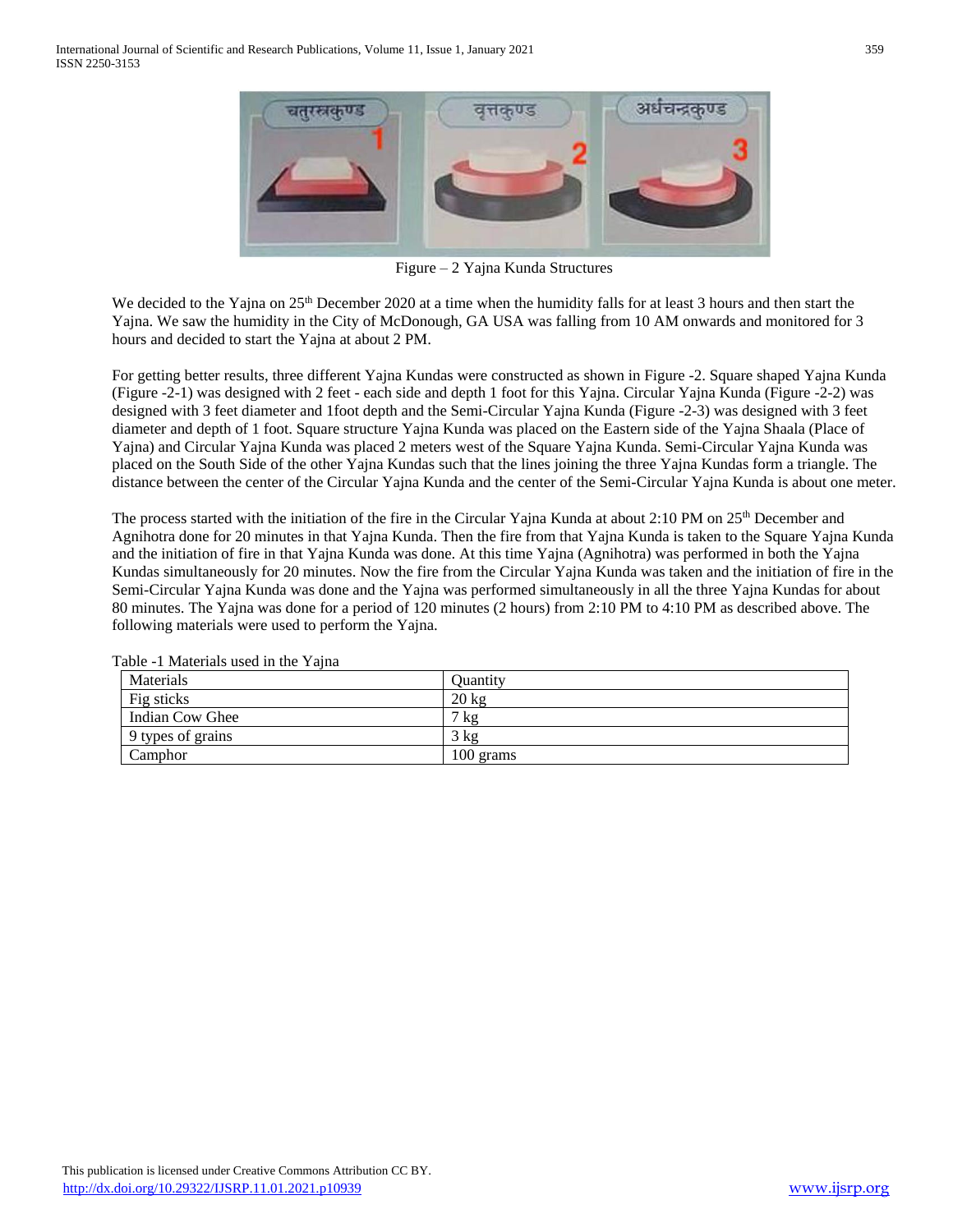Figure – 2 Yajna Kunda Structures

We decided to the Yajna on 25th December 2020 at a time when the humidity falls for at least 3 hours and then start the Yajna. We saw the humidity in the City of McDonough, GA USA was falling from 10 AM onwards and monitored for 3 hours and decided to start the Yajna at about 2 PM.

For getting better results, three different Yajna Kundas were constructed as shown in Figure -2. Square shaped Yajna Kunda (Figure -2-1) was designed with 2 feet - each side and depth 1 foot for this Yajna. Circular Yajna Kunda (Figure -2-2) was designed with 3 feet diameter and 1foot depth and the Semi-Circular Yajna Kunda (Figure -2-3) was designed with 3 feet diameter and depth of 1 foot. Square structure Yajna Kunda was placed on the Eastern side of the Yajna Shaala (Place of Yajna) and Circular Yajna Kunda was placed 2 meters west of the Square Yajna Kunda. Semi-Circular Yajna Kunda was placed on the South Side of the other Yajna Kundas such that the lines joining the three Yajna Kundas form a triangle. The distance between the center of the Circular Yajna Kunda and the center of the Semi-Circular Yajna Kunda is about one meter.

The process started with the initiation of the fire in the Circular Yajna Kunda at about 2:10 PM on 25th December and Agnihotra done for 20 minutes in that Yajna Kunda. Then the fire from that Yajna Kunda is taken to the Square Yajna Kunda and the initiation of fire in that Yajna Kunda was done. At this time Yajna (Agnihotra) was performed in both the Yajna Kundas simultaneously for 20 minutes. Now the fire from the Circular Yajna Kunda was taken and the initiation of fire in the Semi-Circular Yajna Kunda was done and the Yajna was performed simultaneously in all the three Yajna Kundas for about 80 minutes. The Yajna was done for a period of 120 minutes (2 hours) from 2:10 PM to 4:10 PM as described above. The following materials were used to perform the Yajna.

Table -1 Materials used in the Yajna

| Materials | Quantity |
|---|---|
| Fig sticks | 20 kg |
| Indian Cow Ghee | 7 kg |
| 9 types of grains | 3 kg |
| Camphor | 100 grams |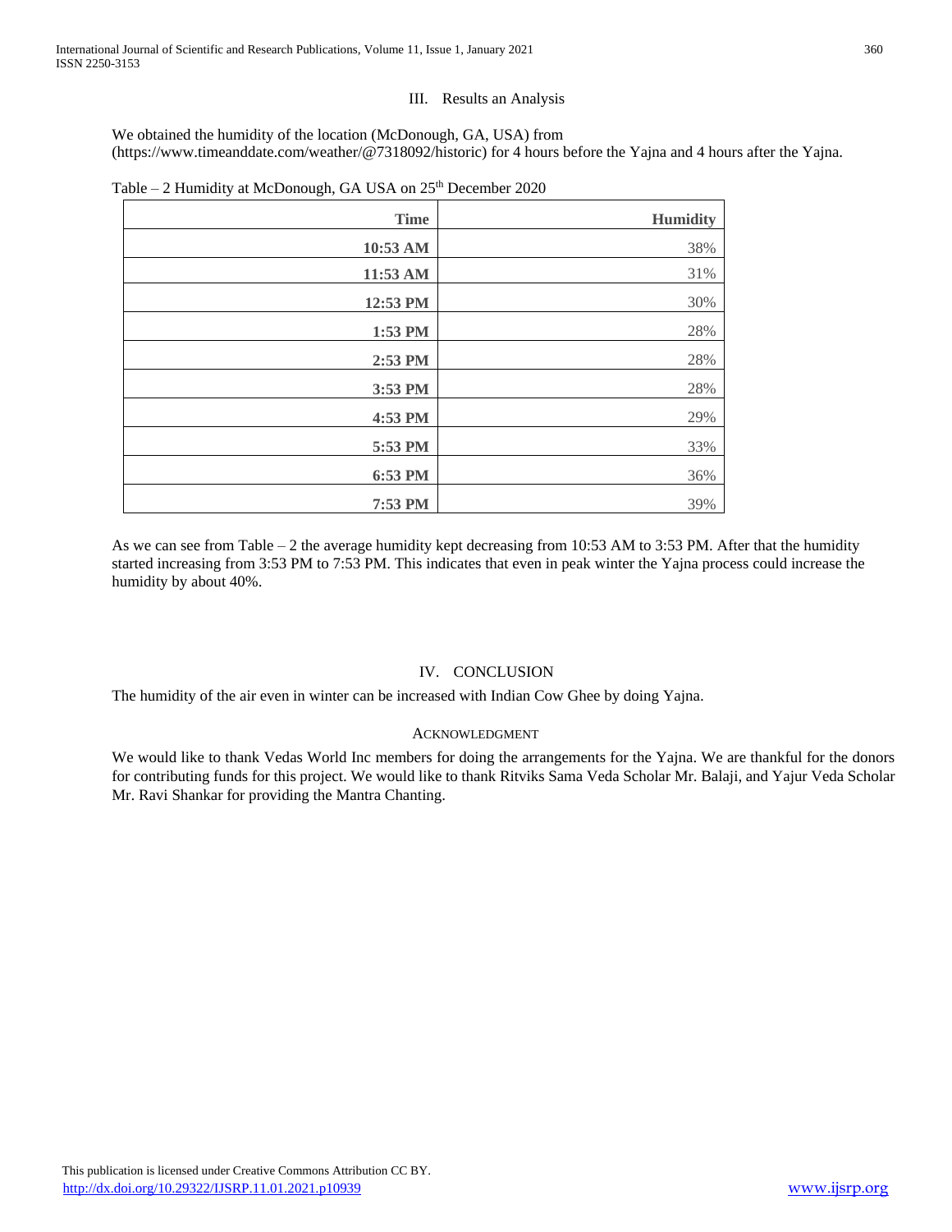## III. Results an Analysis

We obtained the humidity of the location (McDonough, GA, USA) from (https://www.timeanddate.com/weather/@7318092/historic) for 4 hours before the Yajna and 4 hours after the Yajna.

Table – 2 Humidity at McDonough, GA USA on 25th December 2020

| Time | Humidity |
|---:|---:|
| **10:53 AM** | 38% |
| **11:53 AM** | 31% |
| **12:53 PM** | 30% |
| **1:53 PM** | 28% |
| **2:53 PM** | 28% |
| **3:53 PM** | 28% |
| **4:53 PM** | 29% |
| **5:53 PM** | 33% |
| **6:53 PM** | 36% |
| **7:53 PM** | 39% |

As we can see from Table – 2 the average humidity kept decreasing from 10:53 AM to 3:53 PM. After that the humidity started increasing from 3:53 PM to 7:53 PM. This indicates that even in peak winter the Yajna process could increase the humidity by about 40%.

## IV. CONCLUSION

The humidity of the air even in winter can be increased with Indian Cow Ghee by doing Yajna.

### ACKNOWLEDGMENT

We would like to thank Vedas World Inc members for doing the arrangements for the Yajna. We are thankful for the donors for contributing funds for this project. We would like to thank Ritviks Sama Veda Scholar Mr. Balaji, and Yajur Veda Scholar Mr. Ravi Shankar for providing the Mantra Chanting.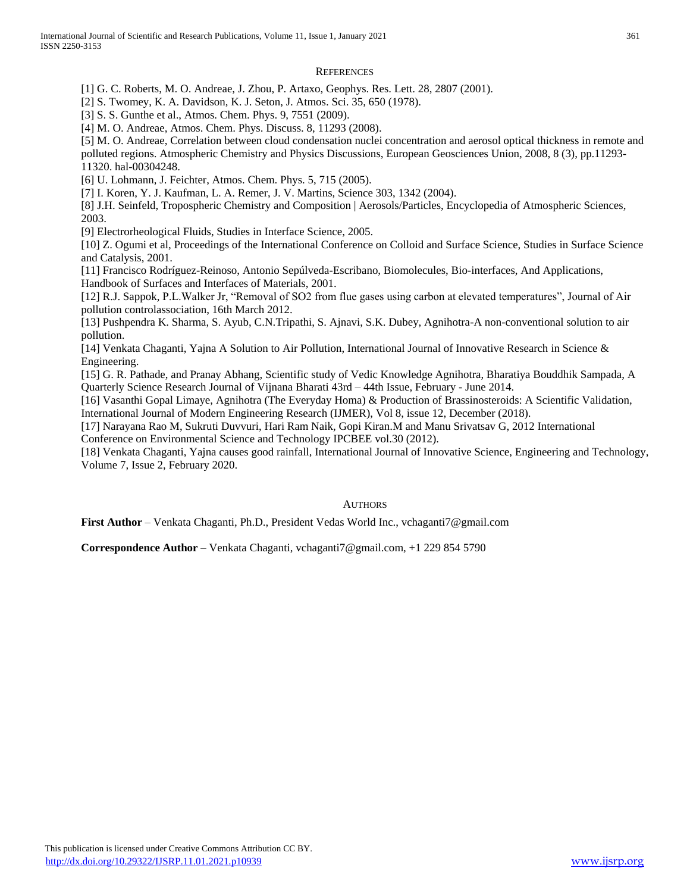## REFERENCES

[1] G. C. Roberts, M. O. Andreae, J. Zhou, P. Artaxo, Geophys. Res. Lett. 28, 2807 (2001).

[2] S. Twomey, K. A. Davidson, K. J. Seton, J. Atmos. Sci. 35, 650 (1978).

[3] S. S. Gunthe et al., Atmos. Chem. Phys. 9, 7551 (2009).

[4] M. O. Andreae, Atmos. Chem. Phys. Discuss. 8, 11293 (2008).

[5] M. O. Andreae, Correlation between cloud condensation nuclei concentration and aerosol optical thickness in remote and polluted regions. Atmospheric Chemistry and Physics Discussions, European Geosciences Union, 2008, 8 (3), pp.11293-11320. hal-00304248.

[6] U. Lohmann, J. Feichter, Atmos. Chem. Phys. 5, 715 (2005).

[7] I. Koren, Y. J. Kaufman, L. A. Remer, J. V. Martins, Science 303, 1342 (2004).

[8] J.H. Seinfeld, Tropospheric Chemistry and Composition | Aerosols/Particles, Encyclopedia of Atmospheric Sciences, 2003.

[9] Electrorheological Fluids, Studies in Interface Science, 2005.

[10] Z. Ogumi et al, Proceedings of the International Conference on Colloid and Surface Science, Studies in Surface Science and Catalysis, 2001.

[11] Francisco Rodríguez-Reinoso, Antonio Sepúlveda-Escribano, Biomolecules, Bio-interfaces, And Applications, Handbook of Surfaces and Interfaces of Materials, 2001.

[12] R.J. Sappok, P.L.Walker Jr, "Removal of SO2 from flue gases using carbon at elevated temperatures", Journal of Air pollution controlassociation, 16th March 2012.

[13] Pushpendra K. Sharma, S. Ayub, C.N.Tripathi, S. Ajnavi, S.K. Dubey, Agnihotra-A non-conventional solution to air pollution.

[14] Venkata Chaganti, Yajna A Solution to Air Pollution, International Journal of Innovative Research in Science & Engineering.

[15] G. R. Pathade, and Pranay Abhang, Scientific study of Vedic Knowledge Agnihotra, Bharatiya Bouddhik Sampada, A Quarterly Science Research Journal of Vijnana Bharati 43rd – 44th Issue, February - June 2014.

[16] Vasanthi Gopal Limaye, Agnihotra (The Everyday Homa) & Production of Brassinosteroids: A Scientific Validation, International Journal of Modern Engineering Research (IJMER), Vol 8, issue 12, December (2018).

[17] Narayana Rao M, Sukruti Duvvuri, Hari Ram Naik, Gopi Kiran.M and Manu Srivatsav G, 2012 International Conference on Environmental Science and Technology IPCBEE vol.30 (2012).

[18] Venkata Chaganti, Yajna causes good rainfall, International Journal of Innovative Science, Engineering and Technology, Volume 7, Issue 2, February 2020.

## AUTHORS

**First Author** – Venkata Chaganti, Ph.D., President Vedas World Inc., vchaganti7@gmail.com

**Correspondence Author** – Venkata Chaganti, vchaganti7@gmail.com, +1 229 854 5790